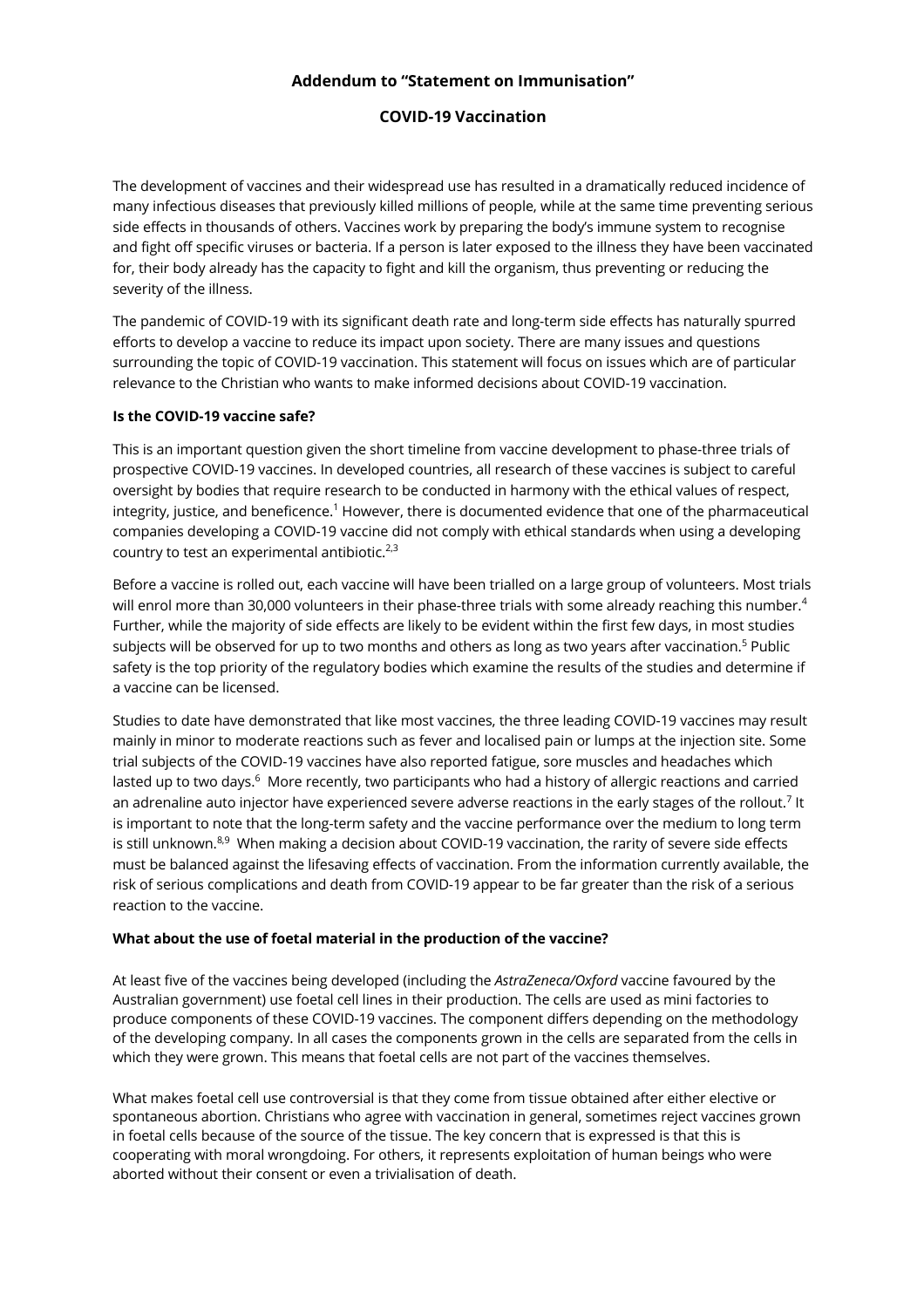## Addendum to "Statement on Immunisation"

## COVID-19 Vaccination

The development of vaccines and their widespread use has resulted in a dramatically reduced incidence of many infectious diseases that previously killed millions of people, while at the same time preventing serious side effects in thousands of others. Vaccines work by preparing the body's immune system to recognise and fight off specific viruses or bacteria. If a person is later exposed to the illness they have been vaccinated for, their body already has the capacity to fight and kill the organism, thus preventing or reducing the severity of the illness.

The pandemic of COVID-19 with its significant death rate and long-term side effects has naturally spurred efforts to develop a vaccine to reduce its impact upon society. There are many issues and questions surrounding the topic of COVID-19 vaccination. This statement will focus on issues which are of particular relevance to the Christian who wants to make informed decisions about COVID-19 vaccination.

**Is the COVID-19 vaccine safe?**

This is an important question given the short timeline from vaccine development to phase-three trials of prospective COVID-19 vaccines. In developed countries, all research of these vaccines is subject to careful oversight by bodies that require research to be conducted in harmony with the ethical values of respect, integrity, justice, and beneficence.[1] However, there is documented evidence that one of the pharmaceutical companies developing a COVID-19 vaccine did not comply with ethical standards when using a developing country to test an experimental antibiotic.[2,3]

Before a vaccine is rolled out, each vaccine will have been trialled on a large group of volunteers. Most trials will enrol more than 30,000 volunteers in their phase-three trials with some already reaching this number.[4] Further, while the majority of side effects are likely to be evident within the first few days, in most studies subjects will be observed for up to two months and others as long as two years after vaccination.[5] Public safety is the top priority of the regulatory bodies which examine the results of the studies and determine if a vaccine can be licensed.

Studies to date have demonstrated that like most vaccines, the three leading COVID-19 vaccines may result mainly in minor to moderate reactions such as fever and localised pain or lumps at the injection site. Some trial subjects of the COVID-19 vaccines have also reported fatigue, sore muscles and headaches which lasted up to two days.[6] More recently, two participants who had a history of allergic reactions and carried an adrenaline auto injector have experienced severe adverse reactions in the early stages of the rollout.[7] It is important to note that the long-term safety and the vaccine performance over the medium to long term is still unknown.[8,9] When making a decision about COVID-19 vaccination, the rarity of severe side effects must be balanced against the lifesaving effects of vaccination. From the information currently available, the risk of serious complications and death from COVID-19 appear to be far greater than the risk of a serious reaction to the vaccine.

**What about the use of foetal material in the production of the vaccine?**

At least five of the vaccines being developed (including the *AstraZeneca/Oxford* vaccine favoured by the Australian government) use foetal cell lines in their production. The cells are used as mini factories to produce components of these COVID-19 vaccines. The component differs depending on the methodology of the developing company. In all cases the components grown in the cells are separated from the cells in which they were grown. This means that foetal cells are not part of the vaccines themselves.

What makes foetal cell use controversial is that they come from tissue obtained after either elective or spontaneous abortion. Christians who agree with vaccination in general, sometimes reject vaccines grown in foetal cells because of the source of the tissue. The key concern that is expressed is that this is cooperating with moral wrongdoing. For others, it represents exploitation of human beings who were aborted without their consent or even a trivialisation of death.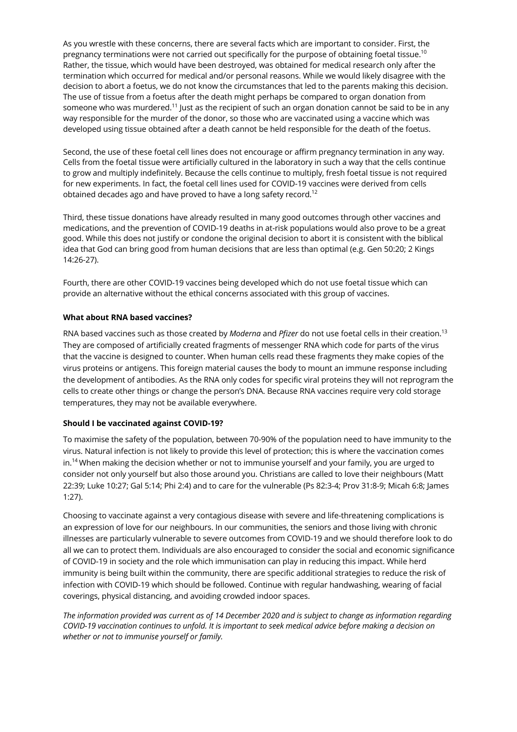As you wrestle with these concerns, there are several facts which are important to consider. First, the pregnancy terminations were not carried out specifically for the purpose of obtaining foetal tissue.[10] Rather, the tissue, which would have been destroyed, was obtained for medical research only after the termination which occurred for medical and/or personal reasons. While we would likely disagree with the decision to abort a foetus, we do not know the circumstances that led to the parents making this decision. The use of tissue from a foetus after the death might perhaps be compared to organ donation from someone who was murdered.[11] Just as the recipient of such an organ donation cannot be said to be in any way responsible for the murder of the donor, so those who are vaccinated using a vaccine which was developed using tissue obtained after a death cannot be held responsible for the death of the foetus.

Second, the use of these foetal cell lines does not encourage or affirm pregnancy termination in any way. Cells from the foetal tissue were artificially cultured in the laboratory in such a way that the cells continue to grow and multiply indefinitely. Because the cells continue to multiply, fresh foetal tissue is not required for new experiments. In fact, the foetal cell lines used for COVID-19 vaccines were derived from cells obtained decades ago and have proved to have a long safety record.[12]

Third, these tissue donations have already resulted in many good outcomes through other vaccines and medications, and the prevention of COVID-19 deaths in at-risk populations would also prove to be a great good. While this does not justify or condone the original decision to abort it is consistent with the biblical idea that God can bring good from human decisions that are less than optimal (e.g. Gen 50:20; 2 Kings 14:26-27).

Fourth, there are other COVID-19 vaccines being developed which do not use foetal tissue which can provide an alternative without the ethical concerns associated with this group of vaccines.

**What about RNA based vaccines?**

RNA based vaccines such as those created by *Moderna* and *Pfizer* do not use foetal cells in their creation.[13] They are composed of artificially created fragments of messenger RNA which code for parts of the virus that the vaccine is designed to counter. When human cells read these fragments they make copies of the virus proteins or antigens. This foreign material causes the body to mount an immune response including the development of antibodies. As the RNA only codes for specific viral proteins they will not reprogram the cells to create other things or change the person's DNA. Because RNA vaccines require very cold storage temperatures, they may not be available everywhere.

**Should I be vaccinated against COVID-19?**

To maximise the safety of the population, between 70-90% of the population need to have immunity to the virus. Natural infection is not likely to provide this level of protection; this is where the vaccination comes in.[14] When making the decision whether or not to immunise yourself and your family, you are urged to consider not only yourself but also those around you. Christians are called to love their neighbours (Matt 22:39; Luke 10:27; Gal 5:14; Phi 2:4) and to care for the vulnerable (Ps 82:3-4; Prov 31:8-9; Micah 6:8; James 1:27).

Choosing to vaccinate against a very contagious disease with severe and life-threatening complications is an expression of love for our neighbours. In our communities, the seniors and those living with chronic illnesses are particularly vulnerable to severe outcomes from COVID-19 and we should therefore look to do all we can to protect them. Individuals are also encouraged to consider the social and economic significance of COVID-19 in society and the role which immunisation can play in reducing this impact. While herd immunity is being built within the community, there are specific additional strategies to reduce the risk of infection with COVID-19 which should be followed. Continue with regular handwashing, wearing of facial coverings, physical distancing, and avoiding crowded indoor spaces.

*The information provided was current as of 14 December 2020 and is subject to change as information regarding COVID-19 vaccination continues to unfold. It is important to seek medical advice before making a decision on whether or not to immunise yourself or family.*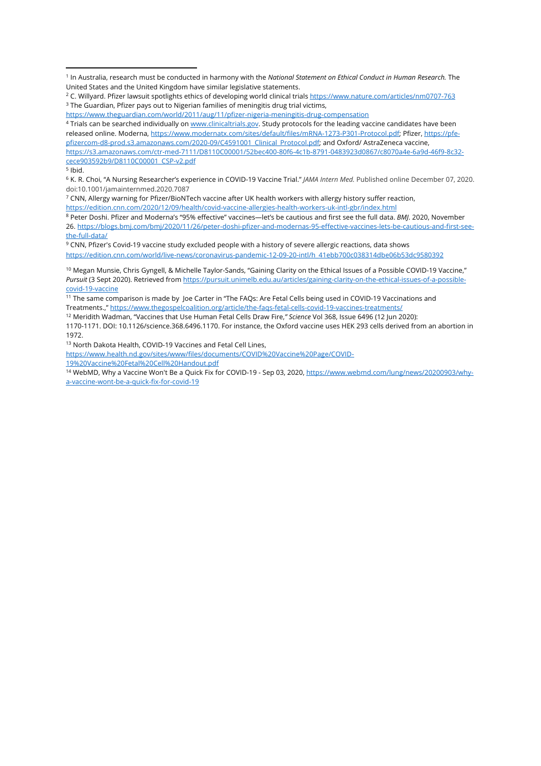[1] In Australia, research must be conducted in harmony with the *National Statement on Ethical Conduct in Human Research.* The United States and the United Kingdom have similar legislative statements.

[2] C. Willyard. Pfizer lawsuit spotlights ethics of developing world clinical trials https://www.nature.com/articles/nm0707-763

[3] The Guardian, Pfizer pays out to Nigerian families of meningitis drug trial victims, https://www.theguardian.com/world/2011/aug/11/pfizer-nigeria-meningitis-drug-compensation

[4] Trials can be searched individually on www.clinicaltrials.gov. Study protocols for the leading vaccine candidates have been released online. Moderna, https://www.modernatx.com/sites/default/files/mRNA-1273-P301-Protocol.pdf; Pfizer, https://pfe-pfizercom-d8-prod.s3.amazonaws.com/2020-09/C4591001_Clinical_Protocol.pdf; and Oxford/ AstraZeneca vaccine, https://s3.amazonaws.com/ctr-med-7111/D8110C00001/52bec400-80f6-4c1b-8791-0483923d0867/c8070a4e-6a9d-46f9-8c32-cece903592b9/D8110C00001_CSP-v2.pdf

[5] Ibid.

[6] K. R. Choi, "A Nursing Researcher's experience in COVID-19 Vaccine Trial." *JAMA Intern Med.* Published online December 07, 2020. doi:10.1001/jamainternmed.2020.7087

[7] CNN, Allergy warning for Pfizer/BioNTech vaccine after UK health workers with allergy history suffer reaction, https://edition.cnn.com/2020/12/09/health/covid-vaccine-allergies-health-workers-uk-intl-gbr/index.html

[8] Peter Doshi. Pfizer and Moderna's "95% effective" vaccines—let's be cautious and first see the full data. *BMJ*. 2020, November 26. https://blogs.bmj.com/bmj/2020/11/26/peter-doshi-pfizer-and-modernas-95-effective-vaccines-lets-be-cautious-and-first-see-the-full-data/

[9] CNN, Pfizer's Covid-19 vaccine study excluded people with a history of severe allergic reactions, data shows https://edition.cnn.com/world/live-news/coronavirus-pandemic-12-09-20-intl/h_41ebb700c038314dbe06b53dc9580392

[10] Megan Munsie, Chris Gyngell, & Michelle Taylor-Sands, "Gaining Clarity on the Ethical Issues of a Possible COVID-19 Vaccine," *Pursuit* (3 Sept 2020). Retrieved from https://pursuit.unimelb.edu.au/articles/gaining-clarity-on-the-ethical-issues-of-a-possible-covid-19-vaccine

[11] The same comparison is made by Joe Carter in "The FAQs: Are Fetal Cells being used in COVID-19 Vaccinations and Treatments.," https://www.thegospelcoalition.org/article/the-faqs-fetal-cells-covid-19-vaccines-treatments/

[12] Meridith Wadman, "Vaccines that Use Human Fetal Cells Draw Fire," *Science* Vol 368, Issue 6496 (12 Jun 2020): 1170-1171. DOI: 10.1126/science.368.6496.1170. For instance, the Oxford vaccine uses HEK 293 cells derived from an abortion in 1972.

[13] North Dakota Health, COVID-19 Vaccines and Fetal Cell Lines, https://www.health.nd.gov/sites/www/files/documents/COVID%20Vaccine%20Page/COVID-19%20Vaccine%20Fetal%20Cell%20Handout.pdf

[14] WebMD, Why a Vaccine Won't Be a Quick Fix for COVID-19 - Sep 03, 2020, https://www.webmd.com/lung/news/20200903/why-a-vaccine-wont-be-a-quick-fix-for-covid-19